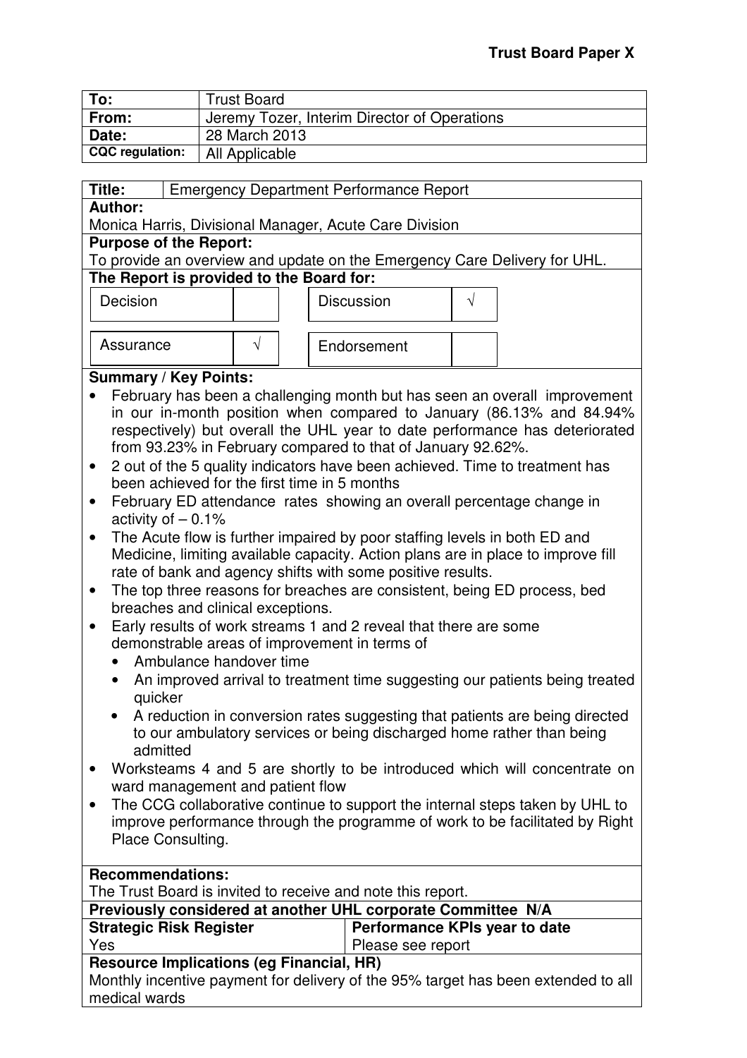**Trust Board Paper X**

| To: | Trust Board |
| --- | --- |
| From: | Jeremy Tozer, Interim Director of Operations |
| Date: | 28 March 2013 |
| CQC regulation: | All Applicable |

**Title:** Emergency Department Performance Report

**Author:**
Monica Harris, Divisional Manager, Acute Care Division

**Purpose of the Report:**
To provide an overview and update on the Emergency Care Delivery for UHL.

**The Report is provided to the Board for:**

| Decision | | Discussion | √ |
| --- | --- | --- | --- |
| Assurance | √ | Endorsement | |

**Summary / Key Points:**

- February has been a challenging month but has seen an overall improvement in our in-month position when compared to January (86.13% and 84.94% respectively) but overall the UHL year to date performance has deteriorated from 93.23% in February compared to that of January 92.62%.
- 2 out of the 5 quality indicators have been achieved. Time to treatment has been achieved for the first time in 5 months
- February ED attendance rates showing an overall percentage change in activity of – 0.1%
- The Acute flow is further impaired by poor staffing levels in both ED and Medicine, limiting available capacity. Action plans are in place to improve fill rate of bank and agency shifts with some positive results.
- The top three reasons for breaches are consistent, being ED process, bed breaches and clinical exceptions.
- Early results of work streams 1 and 2 reveal that there are some demonstrable areas of improvement in terms of
  - Ambulance handover time
  - An improved arrival to treatment time suggesting our patients being treated quicker
  - A reduction in conversion rates suggesting that patients are being directed to our ambulatory services or being discharged home rather than being admitted
- Worksteams 4 and 5 are shortly to be introduced which will concentrate on ward management and patient flow
- The CCG collaborative continue to support the internal steps taken by UHL to improve performance through the programme of work to be facilitated by Right Place Consulting.

**Recommendations:**
The Trust Board is invited to receive and note this report.

**Previously considered at another UHL corporate Committee N/A**

| Strategic Risk Register | Performance KPIs year to date |
| --- | --- |
| Yes | Please see report |

**Resource Implications (eg Financial, HR)**
Monthly incentive payment for delivery of the 95% target has been extended to all medical wards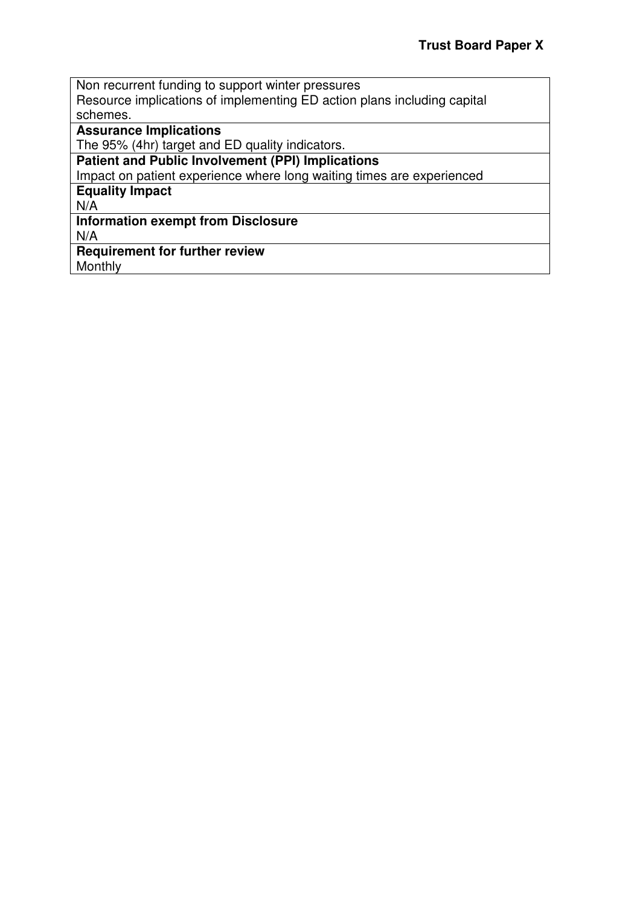Non recurrent funding to support winter pressures
Resource implications of implementing ED action plans including capital schemes.

**Assurance Implications**
The 95% (4hr) target and ED quality indicators.

**Patient and Public Involvement (PPI) Implications**
Impact on patient experience where long waiting times are experienced

**Equality Impact**
N/A

**Information exempt from Disclosure**
N/A

**Requirement for further review**
Monthly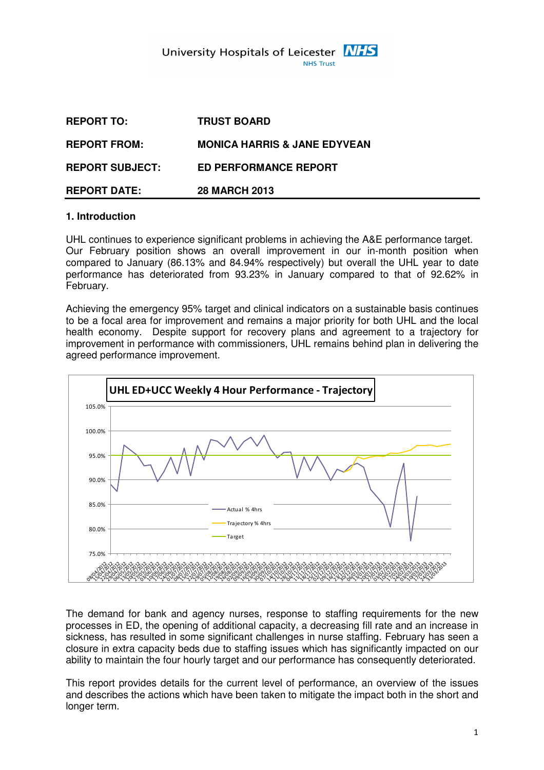University Hospitals of Leicester NHS Trust

| | |
|---|---|
| **REPORT TO:** | **TRUST BOARD** |
| **REPORT FROM:** | **MONICA HARRIS & JANE EDYVEAN** |
| **REPORT SUBJECT:** | **ED PERFORMANCE REPORT** |
| **REPORT DATE:** | **28 MARCH 2013** |

## 1. Introduction

UHL continues to experience significant problems in achieving the A&E performance target. Our February position shows an overall improvement in our in-month position when compared to January (86.13% and 84.94% respectively) but overall the UHL year to date performance has deteriorated from 93.23% in January compared to that of 92.62% in February.

Achieving the emergency 95% target and clinical indicators on a sustainable basis continues to be a focal area for improvement and remains a major priority for both UHL and the local health economy. Despite support for recovery plans and agreement to a trajectory for improvement in performance with commissioners, UHL remains behind plan in delivering the agreed performance improvement.

**UHL ED+UCC Weekly 4 Hour Performance - Trajectory**

The demand for bank and agency nurses, response to staffing requirements for the new processes in ED, the opening of additional capacity, a decreasing fill rate and an increase in sickness, has resulted in some significant challenges in nurse staffing. February has seen a closure in extra capacity beds due to staffing issues which has significantly impacted on our ability to maintain the four hourly target and our performance has consequently deteriorated.

This report provides details for the current level of performance, an overview of the issues and describes the actions which have been taken to mitigate the impact both in the short and longer term.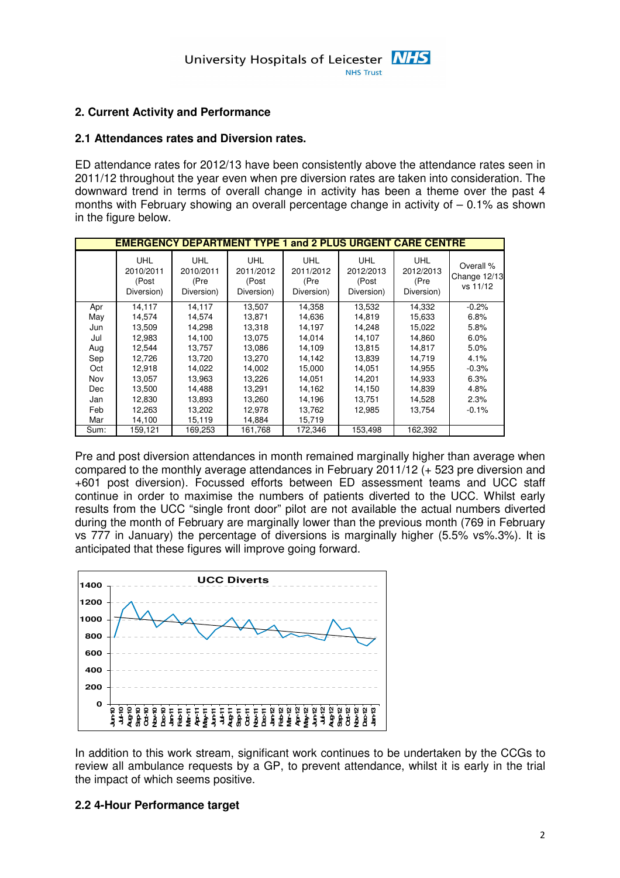## 2. Current Activity and Performance

### 2.1 Attendances rates and Diversion rates.

ED attendance rates for 2012/13 have been consistently above the attendance rates seen in 2011/12 throughout the year even when pre diversion rates are taken into consideration. The downward trend in terms of overall change in activity has been a theme over the past 4 months with February showing an overall percentage change in activity of – 0.1% as shown in the figure below.

| EMERGENCY DEPARTMENT TYPE 1 and 2 PLUS URGENT CARE CENTRE | | | | | | | |
|---|---|---|---|---|---|---|---|
| | UHL 2010/2011 (Post Diversion) | UHL 2010/2011 (Pre Diversion) | UHL 2011/2012 (Post Diversion) | UHL 2011/2012 (Pre Diversion) | UHL 2012/2013 (Post Diversion) | UHL 2012/2013 (Pre Diversion) | Overall % Change 12/13 vs 11/12 |
| Apr | 14,117 | 14,117 | 13,507 | 14,358 | 13,532 | 14,332 | -0.2% |
| May | 14,574 | 14,574 | 13,871 | 14,636 | 14,819 | 15,633 | 6.8% |
| Jun | 13,509 | 14,298 | 13,318 | 14,197 | 14,248 | 15,022 | 5.8% |
| Jul | 12,983 | 14,100 | 13,075 | 14,014 | 14,107 | 14,860 | 6.0% |
| Aug | 12,544 | 13,757 | 13,086 | 14,109 | 13,815 | 14,817 | 5.0% |
| Sep | 12,726 | 13,720 | 13,270 | 14,142 | 13,839 | 14,719 | 4.1% |
| Oct | 12,918 | 14,022 | 14,002 | 15,000 | 14,051 | 14,955 | -0.3% |
| Nov | 13,057 | 13,963 | 13,226 | 14,051 | 14,201 | 14,933 | 6.3% |
| Dec | 13,500 | 14,488 | 13,291 | 14,162 | 14,150 | 14,839 | 4.8% |
| Jan | 12,830 | 13,893 | 13,260 | 14,196 | 13,751 | 14,528 | 2.3% |
| Feb | 12,263 | 13,202 | 12,978 | 13,762 | 12,985 | 13,754 | -0.1% |
| Mar | 14,100 | 15,119 | 14,884 | 15,719 | | | |
| Sum: | 159,121 | 169,253 | 161,768 | 172,346 | 153,498 | 162,392 | |

Pre and post diversion attendances in month remained marginally higher than average when compared to the monthly average attendances in February 2011/12 (+ 523 pre diversion and +601 post diversion). Focussed efforts between ED assessment teams and UCC staff continue in order to maximise the numbers of patients diverted to the UCC. Whilst early results from the UCC "single front door" pilot are not available the actual numbers diverted during the month of February are marginally lower than the previous month (769 in February vs 777 in January) the percentage of diversions is marginally higher (5.5% vs%.3%). It is anticipated that these figures will improve going forward.

In addition to this work stream, significant work continues to be undertaken by the CCGs to review all ambulance requests by a GP, to prevent attendance, whilst it is early in the trial the impact of which seems positive.

### 2.2 4-Hour Performance target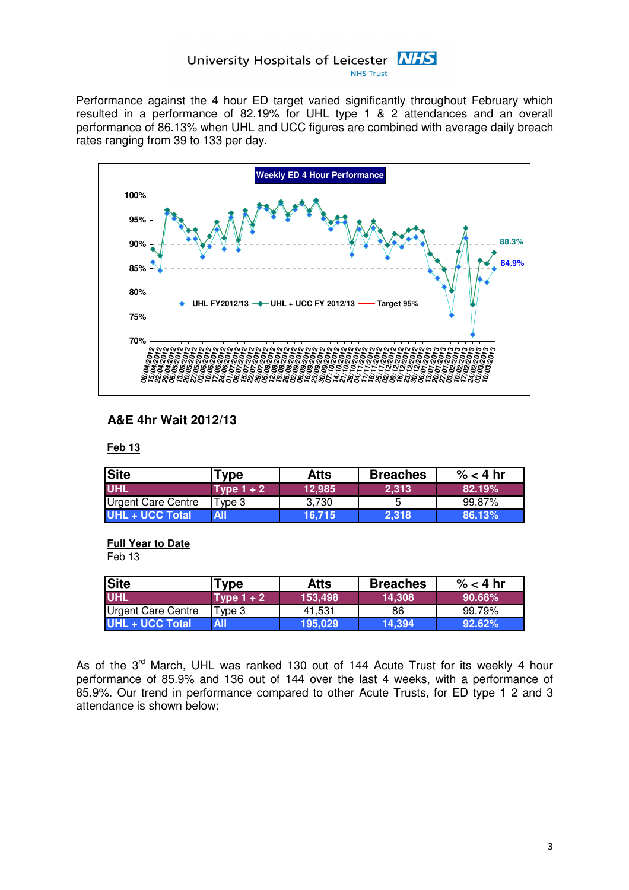Performance against the 4 hour ED target varied significantly throughout February which resulted in a performance of 82.19% for UHL type 1 & 2 attendances and an overall performance of 86.13% when UHL and UCC figures are combined with average daily breach rates ranging from 39 to 133 per day.

### A&E 4hr Wait 2012/13

**Feb 13**

| Site | Type | Atts | Breaches | % < 4 hr |
|---|---|---|---|---|
| UHL | Type 1 + 2 | 12,985 | 2,313 | 82.19% |
| Urgent Care Centre | Type 3 | 3,730 | 5 | 99.87% |
| UHL + UCC Total | All | 16,715 | 2,318 | 86.13% |

**Full Year to Date**

Feb 13

| Site | Type | Atts | Breaches | % < 4 hr |
|---|---|---|---|---|
| UHL | Type 1 + 2 | 153,498 | 14,308 | 90.68% |
| Urgent Care Centre | Type 3 | 41,531 | 86 | 99.79% |
| UHL + UCC Total | All | 195,029 | 14,394 | 92.62% |

As of the 3rd March, UHL was ranked 130 out of 144 Acute Trust for its weekly 4 hour performance of 85.9% and 136 out of 144 over the last 4 weeks, with a performance of 85.9%. Our trend in performance compared to other Acute Trusts, for ED type 1 2 and 3 attendance is shown below: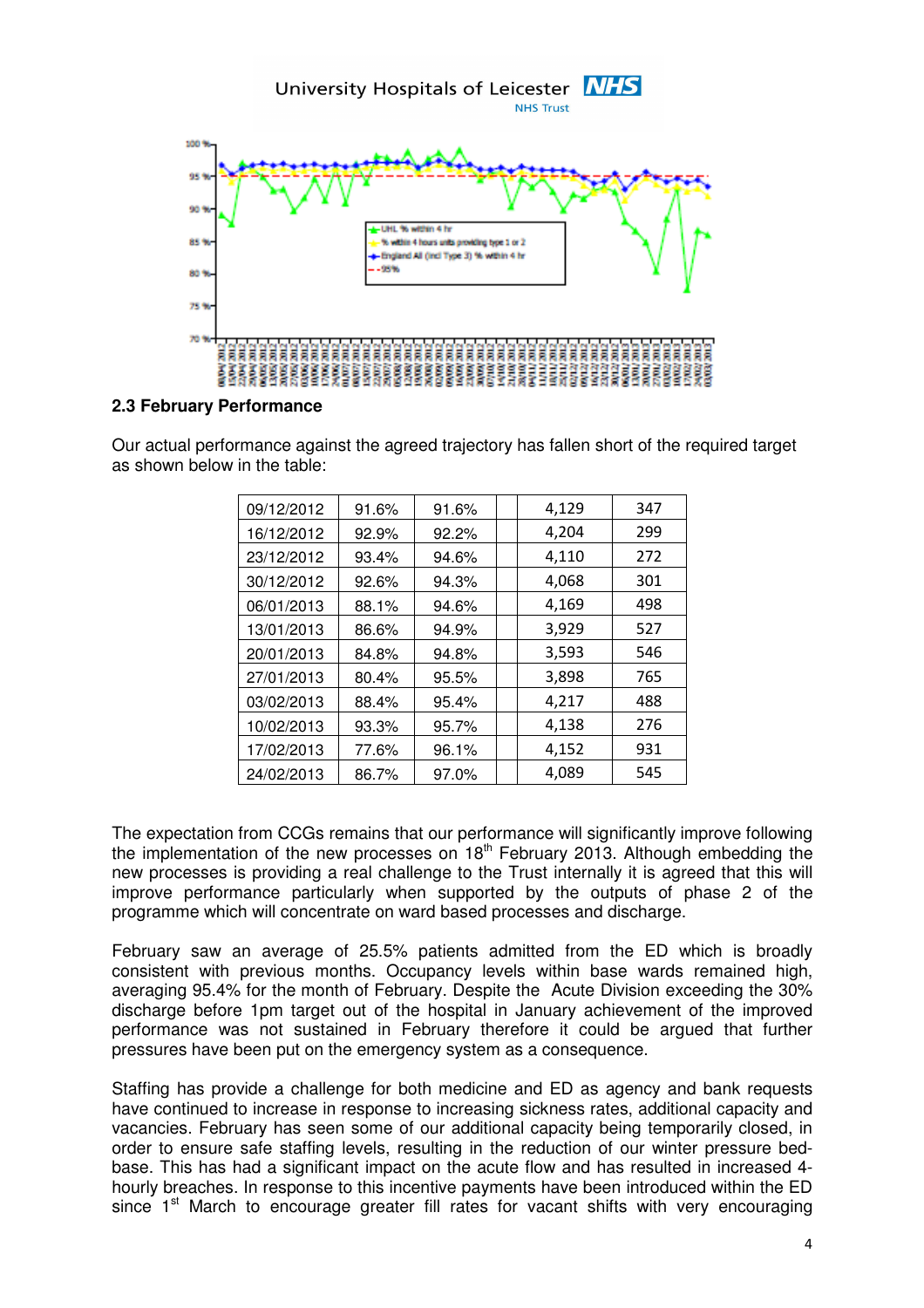## 2.3 February Performance

Our actual performance against the agreed trajectory has fallen short of the required target as shown below in the table:

| | | | | | |
|---|---|---|---|---|---|
| 09/12/2012 | 91.6% | 91.6% | | 4,129 | 347 |
| 16/12/2012 | 92.9% | 92.2% | | 4,204 | 299 |
| 23/12/2012 | 93.4% | 94.6% | | 4,110 | 272 |
| 30/12/2012 | 92.6% | 94.3% | | 4,068 | 301 |
| 06/01/2013 | 88.1% | 94.6% | | 4,169 | 498 |
| 13/01/2013 | 86.6% | 94.9% | | 3,929 | 527 |
| 20/01/2013 | 84.8% | 94.8% | | 3,593 | 546 |
| 27/01/2013 | 80.4% | 95.5% | | 3,898 | 765 |
| 03/02/2013 | 88.4% | 95.4% | | 4,217 | 488 |
| 10/02/2013 | 93.3% | 95.7% | | 4,138 | 276 |
| 17/02/2013 | 77.6% | 96.1% | | 4,152 | 931 |
| 24/02/2013 | 86.7% | 97.0% | | 4,089 | 545 |

The expectation from CCGs remains that our performance will significantly improve following the implementation of the new processes on 18th February 2013. Although embedding the new processes is providing a real challenge to the Trust internally it is agreed that this will improve performance particularly when supported by the outputs of phase 2 of the programme which will concentrate on ward based processes and discharge.

February saw an average of 25.5% patients admitted from the ED which is broadly consistent with previous months. Occupancy levels within base wards remained high, averaging 95.4% for the month of February. Despite the Acute Division exceeding the 30% discharge before 1pm target out of the hospital in January achievement of the improved performance was not sustained in February therefore it could be argued that further pressures have been put on the emergency system as a consequence.

Staffing has provide a challenge for both medicine and ED as agency and bank requests have continued to increase in response to increasing sickness rates, additional capacity and vacancies. February has seen some of our additional capacity being temporarily closed, in order to ensure safe staffing levels, resulting in the reduction of our winter pressure bed-base. This has had a significant impact on the acute flow and has resulted in increased 4-hourly breaches. In response to this incentive payments have been introduced within the ED since 1st March to encourage greater fill rates for vacant shifts with very encouraging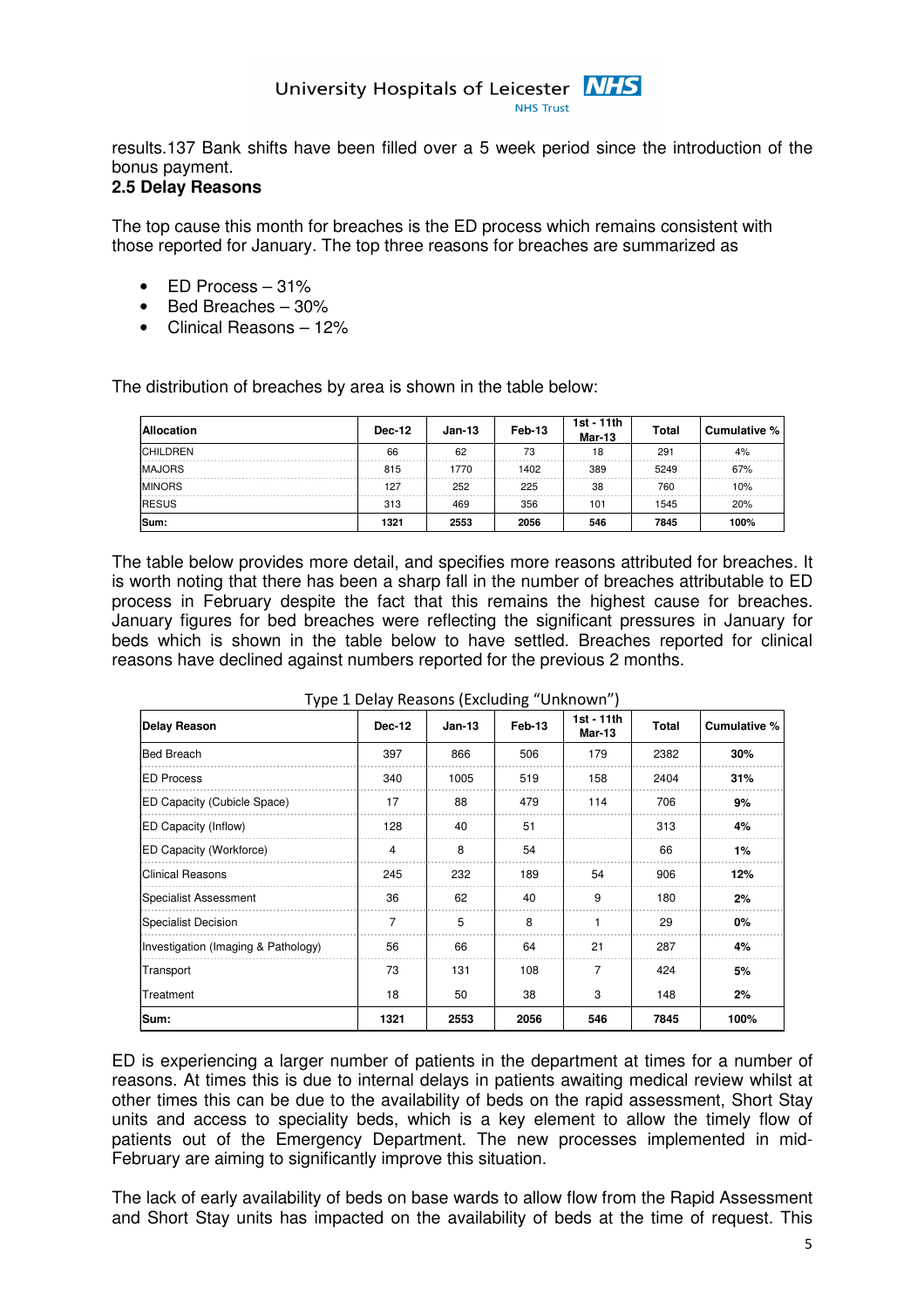results.137 Bank shifts have been filled over a 5 week period since the introduction of the bonus payment.

**2.5 Delay Reasons**

The top cause this month for breaches is the ED process which remains consistent with those reported for January. The top three reasons for breaches are summarized as

- ED Process – 31%
- Bed Breaches – 30%
- Clinical Reasons – 12%

The distribution of breaches by area is shown in the table below:

| Allocation | Dec-12 | Jan-13 | Feb-13 | 1st - 11th Mar-13 | Total | Cumulative % |
|---|---|---|---|---|---|---|
| CHILDREN | 66 | 62 | 73 | 18 | 291 | 4% |
| MAJORS | 815 | 1770 | 1402 | 389 | 5249 | 67% |
| MINORS | 127 | 252 | 225 | 38 | 760 | 10% |
| RESUS | 313 | 469 | 356 | 101 | 1545 | 20% |
| **Sum:** | **1321** | **2553** | **2056** | **546** | **7845** | **100%** |

The table below provides more detail, and specifies more reasons attributed for breaches. It is worth noting that there has been a sharp fall in the number of breaches attributable to ED process in February despite the fact that this remains the highest cause for breaches. January figures for bed breaches were reflecting the significant pressures in January for beds which is shown in the table below to have settled. Breaches reported for clinical reasons have declined against numbers reported for the previous 2 months.

Type 1 Delay Reasons (Excluding "Unknown")

| Delay Reason | Dec-12 | Jan-13 | Feb-13 | 1st - 11th Mar-13 | Total | Cumulative % |
|---|---|---|---|---|---|---|
| Bed Breach | 397 | 866 | 506 | 179 | 2382 | **30%** |
| ED Process | 340 | 1005 | 519 | 158 | 2404 | **31%** |
| ED Capacity (Cubicle Space) | 17 | 88 | 479 | 114 | 706 | **9%** |
| ED Capacity (Inflow) | 128 | 40 | 51 | | 313 | **4%** |
| ED Capacity (Workforce) | 4 | 8 | 54 | | 66 | **1%** |
| Clinical Reasons | 245 | 232 | 189 | 54 | 906 | **12%** |
| Specialist Assessment | 36 | 62 | 40 | 9 | 180 | **2%** |
| Specialist Decision | 7 | 5 | 8 | 1 | 29 | **0%** |
| Investigation (Imaging & Pathology) | 56 | 66 | 64 | 21 | 287 | **4%** |
| Transport | 73 | 131 | 108 | 7 | 424 | **5%** |
| Treatment | 18 | 50 | 38 | 3 | 148 | **2%** |
| **Sum:** | **1321** | **2553** | **2056** | **546** | **7845** | **100%** |

ED is experiencing a larger number of patients in the department at times for a number of reasons. At times this is due to internal delays in patients awaiting medical review whilst at other times this can be due to the availability of beds on the rapid assessment, Short Stay units and access to speciality beds, which is a key element to allow the timely flow of patients out of the Emergency Department. The new processes implemented in mid-February are aiming to significantly improve this situation.

The lack of early availability of beds on base wards to allow flow from the Rapid Assessment and Short Stay units has impacted on the availability of beds at the time of request. This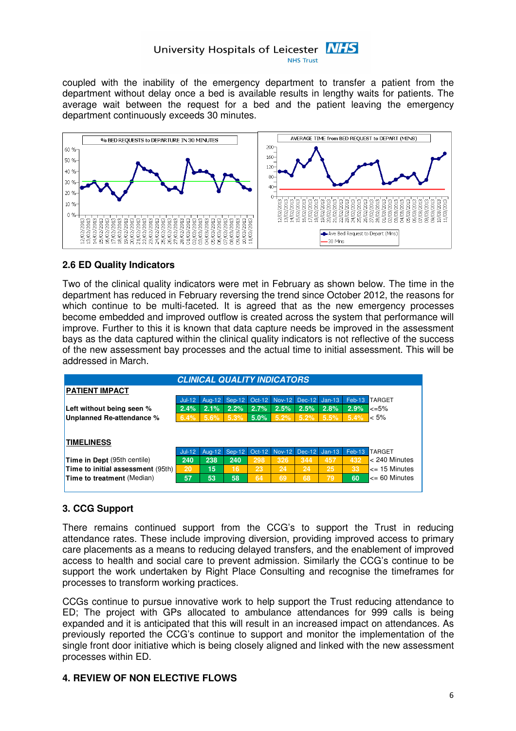coupled with the inability of the emergency department to transfer a patient from the department without delay once a bed is available results in lengthy waits for patients. The average wait between the request for a bed and the patient leaving the emergency department continuously exceeds 30 minutes.

### 2.6 ED Quality Indicators

Two of the clinical quality indicators were met in February as shown below. The time in the department has reduced in February reversing the trend since October 2012, the reasons for which continue to be multi-faceted. It is agreed that as the new emergency processes become embedded and improved outflow is created across the system that performance will improve. Further to this it is known that data capture needs be improved in the assessment bays as the data captured within the clinical quality indicators is not reflective of the success of the new assessment bay processes and the actual time to initial assessment. This will be addressed in March.

**CLINICAL QUALITY INDICATORS**

| PATIENT IMPACT | Jul-12 | Aug-12 | Sep-12 | Oct-12 | Nov-12 | Dec-12 | Jan-13 | Feb-13 | TARGET |
|---|---|---|---|---|---|---|---|---|---|
| Left without being seen % | 2.4% | 2.1% | 2.2% | 2.7% | 2.5% | 2.5% | 2.8% | 2.9% | <=5% |
| Unplanned Re-attendance % | 6.4% | 5.6% | 5.3% | 5.0% | 5.2% | 5.2% | 5.5% | 5.4% | < 5% |

| TIMELINESS | Jul-12 | Aug-12 | Sep-12 | Oct-12 | Nov-12 | Dec-12 | Jan-13 | Feb-13 | TARGET |
|---|---|---|---|---|---|---|---|---|---|
| Time in Dept (95th centile) | 240 | 238 | 240 | 298 | 326 | 344 | 457 | 432 | < 240 Minutes |
| Time to initial assessment (95th) | 20 | 15 | 16 | 23 | 24 | 24 | 25 | 33 | <= 15 Minutes |
| Time to treatment (Median) | 57 | 53 | 58 | 64 | 69 | 68 | 79 | 60 | <= 60 Minutes |

### 3. CCG Support

There remains continued support from the CCG's to support the Trust in reducing attendance rates. These include improving diversion, providing improved access to primary care placements as a means to reducing delayed transfers, and the enablement of improved access to health and social care to prevent admission. Similarly the CCG's continue to be support the work undertaken by Right Place Consulting and recognise the timeframes for processes to transform working practices.

CCGs continue to pursue innovative work to help support the Trust reducing attendance to ED; The project with GPs allocated to ambulance attendances for 999 calls is being expanded and it is anticipated that this will result in an increased impact on attendances. As previously reported the CCG's continue to support and monitor the implementation of the single front door initiative which is being closely aligned and linked with the new assessment processes within ED.

### 4. REVIEW OF NON ELECTIVE FLOWS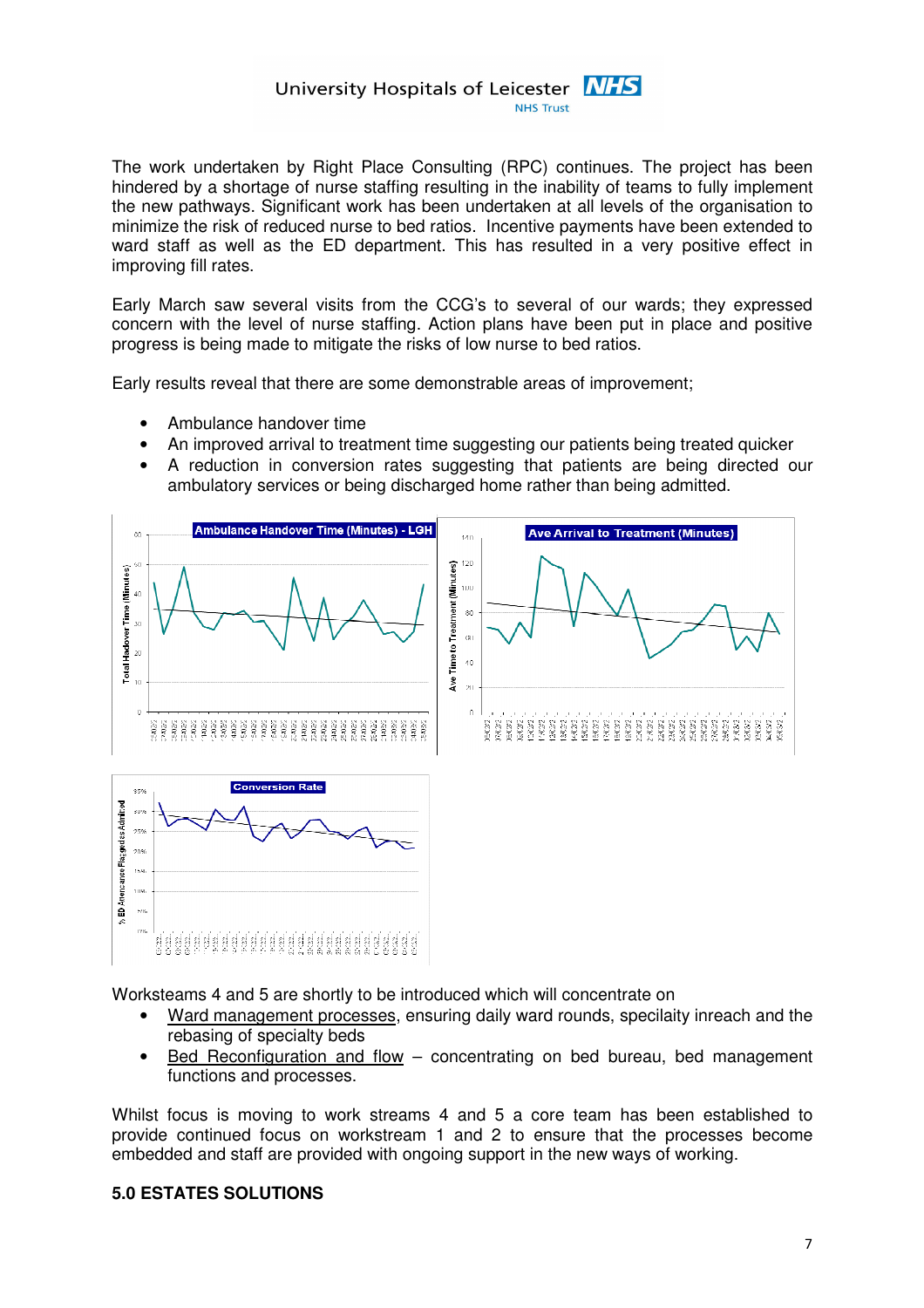The work undertaken by Right Place Consulting (RPC) continues. The project has been hindered by a shortage of nurse staffing resulting in the inability of teams to fully implement the new pathways. Significant work has been undertaken at all levels of the organisation to minimize the risk of reduced nurse to bed ratios. Incentive payments have been extended to ward staff as well as the ED department. This has resulted in a very positive effect in improving fill rates.

Early March saw several visits from the CCG's to several of our wards; they expressed concern with the level of nurse staffing. Action plans have been put in place and positive progress is being made to mitigate the risks of low nurse to bed ratios.

Early results reveal that there are some demonstrable areas of improvement;

- Ambulance handover time
- An improved arrival to treatment time suggesting our patients being treated quicker
- A reduction in conversion rates suggesting that patients are being directed our ambulatory services or being discharged home rather than being admitted.

Worksteams 4 and 5 are shortly to be introduced which will concentrate on

- <u>Ward management processes</u>, ensuring daily ward rounds, specilaity inreach and the rebasing of specialty beds
- <u>Bed Reconfiguration and flow</u> – concentrating on bed bureau, bed management functions and processes.

Whilst focus is moving to work streams 4 and 5 a core team has been established to provide continued focus on workstream 1 and 2 to ensure that the processes become embedded and staff are provided with ongoing support in the new ways of working.

**5.0 ESTATES SOLUTIONS**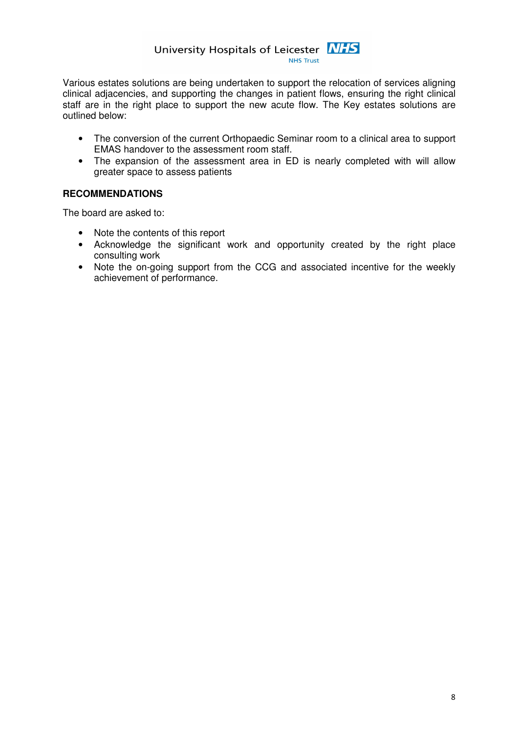Various estates solutions are being undertaken to support the relocation of services aligning clinical adjacencies, and supporting the changes in patient flows, ensuring the right clinical staff are in the right place to support the new acute flow. The Key estates solutions are outlined below:

- The conversion of the current Orthopaedic Seminar room to a clinical area to support EMAS handover to the assessment room staff.
- The expansion of the assessment area in ED is nearly completed with will allow greater space to assess patients

**RECOMMENDATIONS**

The board are asked to:

- Note the contents of this report
- Acknowledge the significant work and opportunity created by the right place consulting work
- Note the on-going support from the CCG and associated incentive for the weekly achievement of performance.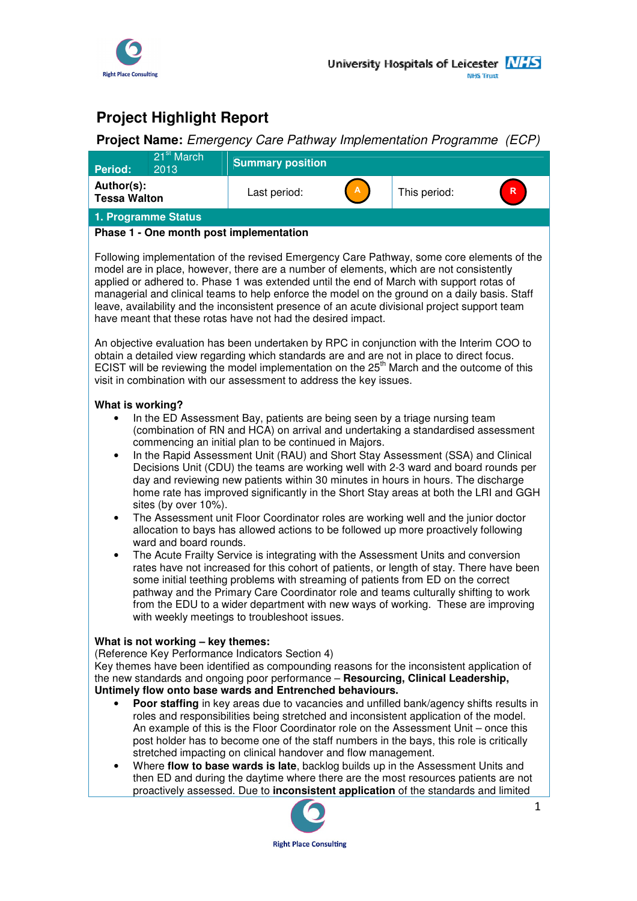# Project Highlight Report

**Project Name:** *Emergency Care Pathway Implementation Programme (ECP)*

| Period: | 21st March 2013 | Summary position | | | |
|---|---|---|---|---|---|
| **Author(s): Tessa Walton** | | Last period: | A | This period: | R |

## 1. Programme Status

**Phase 1 - One month post implementation**

Following implementation of the revised Emergency Care Pathway, some core elements of the model are in place, however, there are a number of elements, which are not consistently applied or adhered to. Phase 1 was extended until the end of March with support rotas of managerial and clinical teams to help enforce the model on the ground on a daily basis. Staff leave, availability and the inconsistent presence of an acute divisional project support team have meant that these rotas have not had the desired impact.

An objective evaluation has been undertaken by RPC in conjunction with the Interim COO to obtain a detailed view regarding which standards are and are not in place to direct focus. ECIST will be reviewing the model implementation on the 25th March and the outcome of this visit in combination with our assessment to address the key issues.

**What is working?**

- In the ED Assessment Bay, patients are being seen by a triage nursing team (combination of RN and HCA) on arrival and undertaking a standardised assessment commencing an initial plan to be continued in Majors.
- In the Rapid Assessment Unit (RAU) and Short Stay Assessment (SSA) and Clinical Decisions Unit (CDU) the teams are working well with 2-3 ward and board rounds per day and reviewing new patients within 30 minutes in hours in hours. The discharge home rate has improved significantly in the Short Stay areas at both the LRI and GGH sites (by over 10%).
- The Assessment unit Floor Coordinator roles are working well and the junior doctor allocation to bays has allowed actions to be followed up more proactively following ward and board rounds.
- The Acute Frailty Service is integrating with the Assessment Units and conversion rates have not increased for this cohort of patients, or length of stay. There have been some initial teething problems with streaming of patients from ED on the correct pathway and the Primary Care Coordinator role and teams culturally shifting to work from the EDU to a wider department with new ways of working. These are improving with weekly meetings to troubleshoot issues.

**What is not working – key themes:**

(Reference Key Performance Indicators Section 4)

Key themes have been identified as compounding reasons for the inconsistent application of the new standards and ongoing poor performance – **Resourcing, Clinical Leadership, Untimely flow onto base wards and Entrenched behaviours.**

- **Poor staffing** in key areas due to vacancies and unfilled bank/agency shifts results in roles and responsibilities being stretched and inconsistent application of the model. An example of this is the Floor Coordinator role on the Assessment Unit – once this post holder has to become one of the staff numbers in the bays, this role is critically stretched impacting on clinical handover and flow management.
- Where **flow to base wards is late**, backlog builds up in the Assessment Units and then ED and during the daytime where there are the most resources patients are not proactively assessed. Due to **inconsistent application** of the standards and limited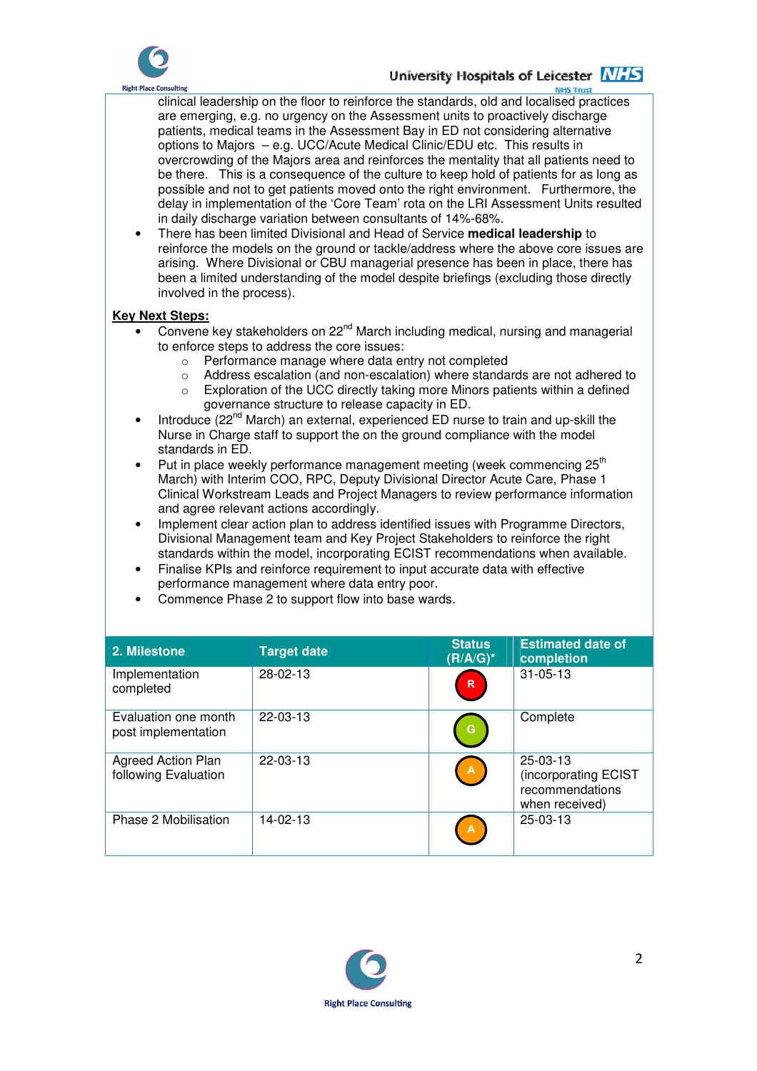clinical leadership on the floor to reinforce the standards, old and localised practices are emerging, e.g. no urgency on the Assessment units to proactively discharge patients, medical teams in the Assessment Bay in ED not considering alternative options to Majors – e.g. UCC/Acute Medical Clinic/EDU etc. This results in overcrowding of the Majors area and reinforces the mentality that all patients need to be there. This is a consequence of the culture to keep hold of patients for as long as possible and not to get patients moved onto the right environment. Furthermore, the delay in implementation of the 'Core Team' rota on the LRI Assessment Units resulted in daily discharge variation between consultants of 14%-68%.

- There has been limited Divisional and Head of Service **medical leadership** to reinforce the models on the ground or tackle/address where the above core issues are arising. Where Divisional or CBU managerial presence has been in place, there has been a limited understanding of the model despite briefings (excluding those directly involved in the process).

**Key Next Steps:**

- Convene key stakeholders on 22nd March including medical, nursing and managerial to enforce steps to address the core issues:
  - Performance manage where data entry not completed
  - Address escalation (and non-escalation) where standards are not adhered to
  - Exploration of the UCC directly taking more Minors patients within a defined governance structure to release capacity in ED.
- Introduce (22nd March) an external, experienced ED nurse to train and up-skill the Nurse in Charge staff to support the on the ground compliance with the model standards in ED.
- Put in place weekly performance management meeting (week commencing 25th March) with Interim COO, RPC, Deputy Divisional Director Acute Care, Phase 1 Clinical Workstream Leads and Project Managers to review performance information and agree relevant actions accordingly.
- Implement clear action plan to address identified issues with Programme Directors, Divisional Management team and Key Project Stakeholders to reinforce the right standards within the model, incorporating ECIST recommendations when available.
- Finalise KPIs and reinforce requirement to input accurate data with effective performance management where data entry poor.
- Commence Phase 2 to support flow into base wards.

| 2. Milestone | Target date | Status (R/A/G)* | Estimated date of completion |
|---|---|---|---|
| Implementation completed | 28-02-13 | R | 31-05-13 |
| Evaluation one month post implementation | 22-03-13 | G | Complete |
| Agreed Action Plan following Evaluation | 22-03-13 | A | 25-03-13 (incorporating ECIST recommendations when received) |
| Phase 2 Mobilisation | 14-02-13 | A | 25-03-13 |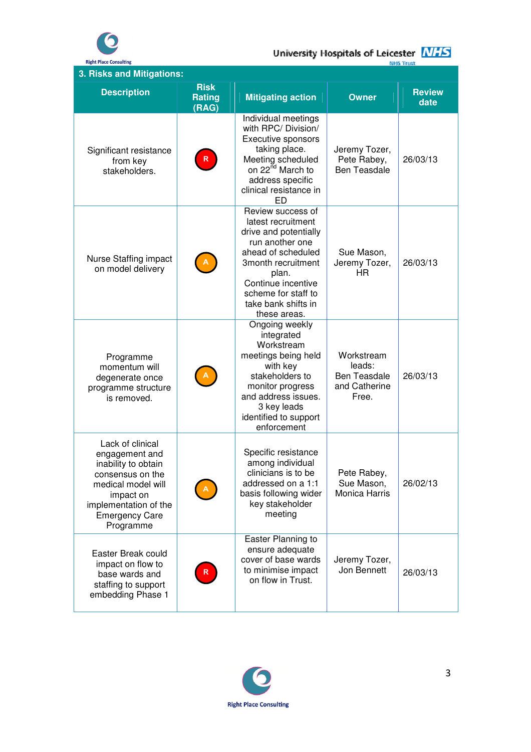## 3. Risks and Mitigations:

| Description | Risk Rating (RAG) | Mitigating action | Owner | Review date |
|---|---|---|---|---|
| Significant resistance from key stakeholders. | R | Individual meetings with RPC/ Division/ Executive sponsors taking place. Meeting scheduled on 22nd March to address specific clinical resistance in ED | Jeremy Tozer, Pete Rabey, Ben Teasdale | 26/03/13 |
| Nurse Staffing impact on model delivery | A | Review success of latest recruitment drive and potentially run another one ahead of scheduled 3month recruitment plan. Continue incentive scheme for staff to take bank shifts in these areas. | Sue Mason, Jeremy Tozer, HR | 26/03/13 |
| Programme momentum will degenerate once programme structure is removed. | A | Ongoing weekly integrated Workstream meetings being held with key stakeholders to monitor progress and address issues. 3 key leads identified to support enforcement | Workstream leads: Ben Teasdale and Catherine Free. | 26/03/13 |
| Lack of clinical engagement and inability to obtain consensus on the medical model will impact on implementation of the Emergency Care Programme | A | Specific resistance among individual clinicians is to be addressed on a 1:1 basis following wider key stakeholder meeting | Pete Rabey, Sue Mason, Monica Harris | 26/02/13 |
| Easter Break could impact on flow to base wards and staffing to support embedding Phase 1 | R | Easter Planning to ensure adequate cover of base wards to minimise impact on flow in Trust. | Jeremy Tozer, Jon Bennett | 26/03/13 |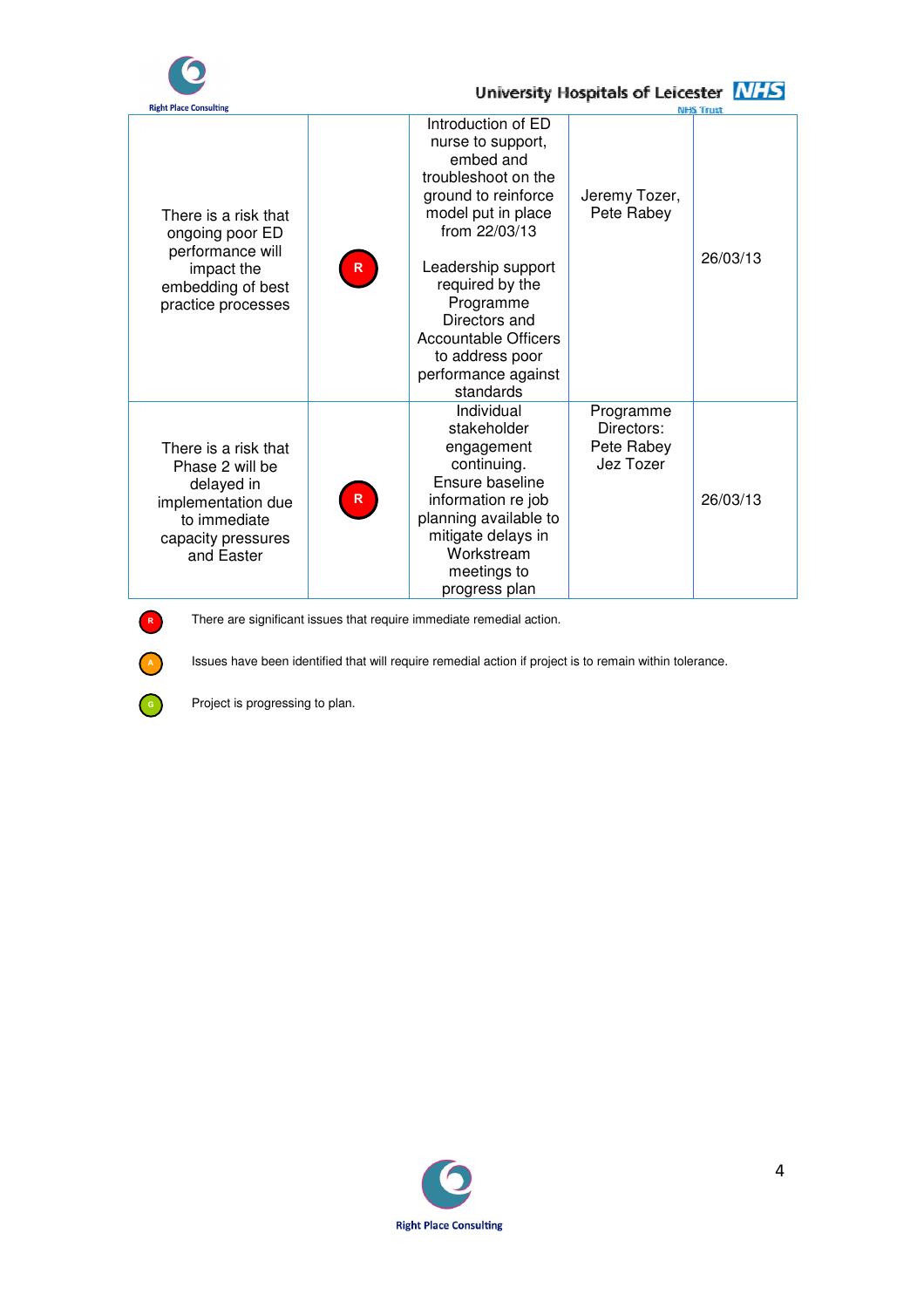| There is a risk that ongoing poor ED performance will impact the embedding of best practice processes | R | Introduction of ED nurse to support, embed and troubleshoot on the ground to reinforce model put in place from 22/03/13<br><br>Leadership support required by the Programme Directors and Accountable Officers to address poor performance against standards | Jeremy Tozer, Pete Rabey | 26/03/13 |
|---|---|---|---|---|
| There is a risk that Phase 2 will be delayed in implementation due to immediate capacity pressures and Easter | R | Individual stakeholder engagement continuing. Ensure baseline information re job planning available to mitigate delays in Workstream meetings to progress plan | Programme Directors: Pete Rabey Jez Tozer | 26/03/13 |

R — There are significant issues that require immediate remedial action.

A — Issues have been identified that will require remedial action if project is to remain within tolerance.

G — Project is progressing to plan.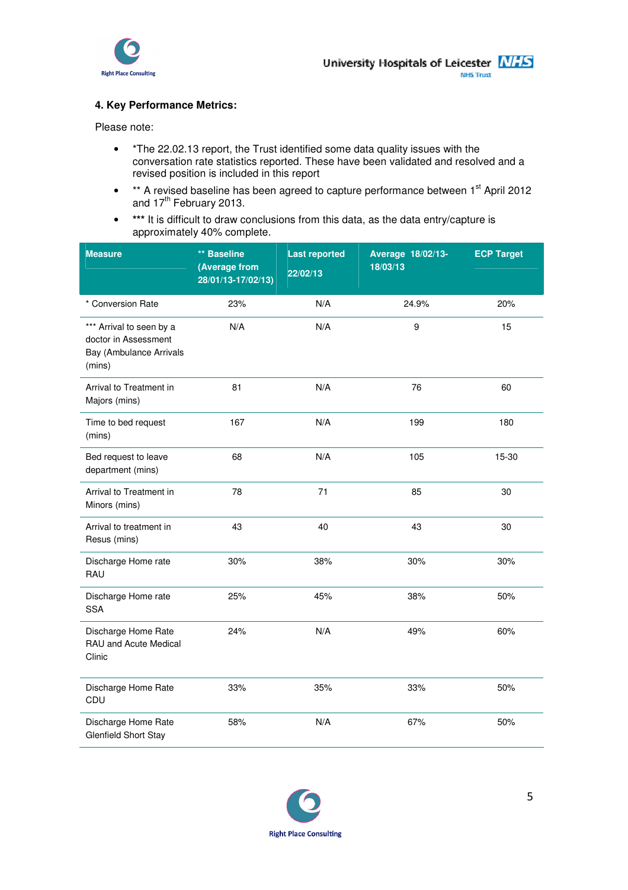## 4. Key Performance Metrics:

Please note:

- *The 22.02.13 report, the Trust identified some data quality issues with the conversation rate statistics reported. These have been validated and resolved and a revised position is included in this report
- ** A revised baseline has been agreed to capture performance between 1st April 2012 and 17th February 2013.
- *** It is difficult to draw conclusions from this data, as the data entry/capture is approximately 40% complete.

| Measure | ** Baseline (Average from 28/01/13-17/02/13) | Last reported 22/02/13 | Average 18/02/13-18/03/13 | ECP Target |
|---|---|---|---|---|
| * Conversion Rate | 23% | N/A | 24.9% | 20% |
| *** Arrival to seen by a doctor in Assessment Bay (Ambulance Arrivals (mins) | N/A | N/A | 9 | 15 |
| Arrival to Treatment in Majors (mins) | 81 | N/A | 76 | 60 |
| Time to bed request (mins) | 167 | N/A | 199 | 180 |
| Bed request to leave department (mins) | 68 | N/A | 105 | 15-30 |
| Arrival to Treatment in Minors (mins) | 78 | 71 | 85 | 30 |
| Arrival to treatment in Resus (mins) | 43 | 40 | 43 | 30 |
| Discharge Home rate RAU | 30% | 38% | 30% | 30% |
| Discharge Home rate SSA | 25% | 45% | 38% | 50% |
| Discharge Home Rate RAU and Acute Medical Clinic | 24% | N/A | 49% | 60% |
| Discharge Home Rate CDU | 33% | 35% | 33% | 50% |
| Discharge Home Rate Glenfield Short Stay | 58% | N/A | 67% | 50% |